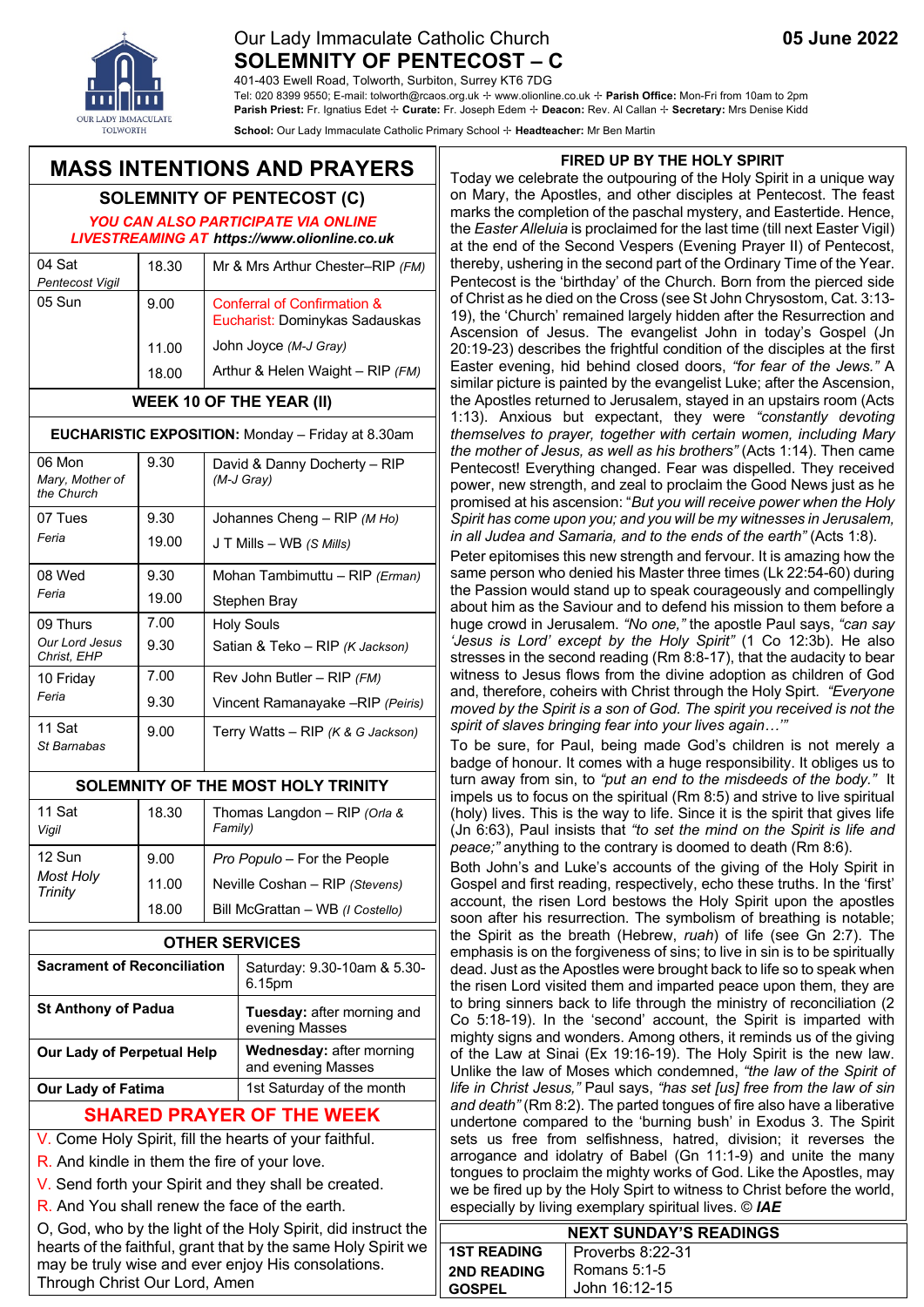# Our Lady Immaculate Catholic Church

**05 June 2022**

## SOLEMNITY OF PENTECOST – C

401-403 Ewell Road, Tolworth, Surbiton, Surrey KT6 7DG

Tel: 020 8399 9550; E-mail: tolworth@rcaos.org.uk ✢ www.olionline.co.uk ✢ **Parish Office:** Mon-Fri from 10am to 2pm

**Parish Priest:** Fr. Ignatius Edet ✢ **Curate:** Fr. Joseph Edem ✢ **Deacon:** Rev. Al Callan ✢ **Secretary:** Mrs Denise Kidd

**School:** Our Lady Immaculate Catholic Primary School ✢ **Headteacher:** Mr Ben Martin

## MASS INTENTIONS AND PRAYERS

### SOLEMNITY OF PENTECOST (C)

***YOU CAN ALSO PARTICIPATE VIA ONLINE LIVESTREAMING AT https://www.olionline.co.uk***

| Day | Time | Intention |
|---|---|---|
| 04 Sat *Pentecost Vigil* | 18.30 | Mr & Mrs Arthur Chester–RIP *(FM)* |
| 05 Sun | 9.00 | Conferral of Confirmation & Eucharist: Dominykas Sadauskas |
| | 11.00 | John Joyce *(M-J Gray)* |
| | 18.00 | Arthur & Helen Waight – RIP *(FM)* |

**WEEK 10 OF THE YEAR (II)**

**EUCHARISTIC EXPOSITION:** Monday – Friday at 8.30am

| Day | Time | Intention |
|---|---|---|
| 06 Mon *Mary, Mother of the Church* | 9.30 | David & Danny Docherty – RIP *(M-J Gray)* |
| 07 Tues *Feria* | 9.30 | Johannes Cheng – RIP *(M Ho)* |
| | 19.00 | J T Mills – WB *(S Mills)* |
| 08 Wed *Feria* | 9.30 | Mohan Tambimuttu – RIP *(Erman)* |
| | 19.00 | Stephen Bray |
| 09 Thurs *Our Lord Jesus Christ, EHP* | 7.00 | Holy Souls |
| | 9.30 | Satian & Teko – RIP *(K Jackson)* |
| 10 Friday *Feria* | 7.00 | Rev John Butler – RIP *(FM)* |
| | 9.30 | Vincent Ramanayake –RIP *(Peiris)* |
| 11 Sat *St Barnabas* | 9.00 | Terry Watts – RIP *(K & G Jackson)* |

**SOLEMNITY OF THE MOST HOLY TRINITY**

| Day | Time | Intention |
|---|---|---|
| 11 Sat *Vigil* | 18.30 | Thomas Langdon – RIP *(Orla & Family)* |
| 12 Sun *Most Holy Trinity* | 9.00 | *Pro Populo* – For the People |
| | 11.00 | Neville Coshan – RIP *(Stevens)* |
| | 18.00 | Bill McGrattan – WB *(I Costello)* |

### OTHER SERVICES

| Service | Time |
|---|---|
| **Sacrament of Reconciliation** | Saturday: 9.30-10am & 5.30-6.15pm |
| **St Anthony of Padua** | **Tuesday:** after morning and evening Masses |
| **Our Lady of Perpetual Help** | **Wednesday:** after morning and evening Masses |
| **Our Lady of Fatima** | 1st Saturday of the month |

### SHARED PRAYER OF THE WEEK

V. Come Holy Spirit, fill the hearts of your faithful.
R. And kindle in them the fire of your love.
V. Send forth your Spirit and they shall be created.
R. And You shall renew the face of the earth.

O, God, who by the light of the Holy Spirit, did instruct the hearts of the faithful, grant that by the same Holy Spirit we may be truly wise and ever enjoy His consolations. Through Christ Our Lord, Amen

## FIRED UP BY THE HOLY SPIRIT

Today we celebrate the outpouring of the Holy Spirit in a unique way on Mary, the Apostles, and other disciples at Pentecost. The feast marks the completion of the paschal mystery, and Eastertide. Hence, the *Easter Alleluia* is proclaimed for the last time (till next Easter Vigil) at the end of the Second Vespers (Evening Prayer II) of Pentecost, thereby, ushering in the second part of the Ordinary Time of the Year. Pentecost is the 'birthday' of the Church. Born from the pierced side of Christ as he died on the Cross (see St John Chrysostom, Cat. 3:13-19), the 'Church' remained largely hidden after the Resurrection and Ascension of Jesus. The evangelist John in today's Gospel (Jn 20:19-23) describes the frightful condition of the disciples at the first Easter evening, hid behind closed doors, *"for fear of the Jews."* A similar picture is painted by the evangelist Luke; after the Ascension, the Apostles returned to Jerusalem, stayed in an upstairs room (Acts 1:13). Anxious but expectant, they were *"constantly devoting themselves to prayer, together with certain women, including Mary the mother of Jesus, as well as his brothers"* (Acts 1:14). Then came Pentecost! Everything changed. Fear was dispelled. They received power, new strength, and zeal to proclaim the Good News just as he promised at his ascension: "*But you will receive power when the Holy Spirit has come upon you; and you will be my witnesses in Jerusalem, in all Judea and Samaria, and to the ends of the earth"* (Acts 1:8).

Peter epitomises this new strength and fervour. It is amazing how the same person who denied his Master three times (Lk 22:54-60) during the Passion would stand up to speak courageously and compellingly about him as the Saviour and to defend his mission to them before a huge crowd in Jerusalem. *"No one,"* the apostle Paul says, *"can say 'Jesus is Lord' except by the Holy Spirit"* (1 Co 12:3b). He also stresses in the second reading (Rm 8:8-17), that the audacity to bear witness to Jesus flows from the divine adoption as children of God and, therefore, coheirs with Christ through the Holy Spirt. *"Everyone moved by the Spirit is a son of God. The spirit you received is not the spirit of slaves bringing fear into your lives again…'"*

To be sure, for Paul, being made God's children is not merely a badge of honour. It comes with a huge responsibility. It obliges us to turn away from sin, to *"put an end to the misdeeds of the body."* It impels us to focus on the spiritual (Rm 8:5) and strive to live spiritual (holy) lives. This is the way to life. Since it is the spirit that gives life (Jn 6:63), Paul insists that *"to set the mind on the Spirit is life and peace;"* anything to the contrary is doomed to death (Rm 8:6).

Both John's and Luke's accounts of the giving of the Holy Spirit in Gospel and first reading, respectively, echo these truths. In the 'first' account, the risen Lord bestows the Holy Spirit upon the apostles soon after his resurrection. The symbolism of breathing is notable; the Spirit as the breath (Hebrew, *ruah*) of life (see Gn 2:7). The emphasis is on the forgiveness of sins; to live in sin is to be spiritually dead. Just as the Apostles were brought back to life so to speak when the risen Lord visited them and imparted peace upon them, they are to bring sinners back to life through the ministry of reconciliation (2 Co 5:18-19). In the 'second' account, the Spirit is imparted with mighty signs and wonders. Among others, it reminds us of the giving of the Law at Sinai (Ex 19:16-19). The Holy Spirit is the new law. Unlike the law of Moses which condemned, *"the law of the Spirit of life in Christ Jesus,"* Paul says, *"has set [us] free from the law of sin and death"* (Rm 8:2). The parted tongues of fire also have a liberative undertone compared to the 'burning bush' in Exodus 3. The Spirit sets us free from selfishness, hatred, division; it reverses the arrogance and idolatry of Babel (Gn 11:1-9) and unite the many tongues to proclaim the mighty works of God. Like the Apostles, may we be fired up by the Holy Spit to witness to Christ before the world, especially by living exemplary spiritual lives. © ***IAE***

### NEXT SUNDAY'S READINGS

| | |
|---|---|
| **1ST READING** | Proverbs 8:22-31 |
| **2ND READING** | Romans 5:1-5 |
| **GOSPEL** | John 16:12-15 |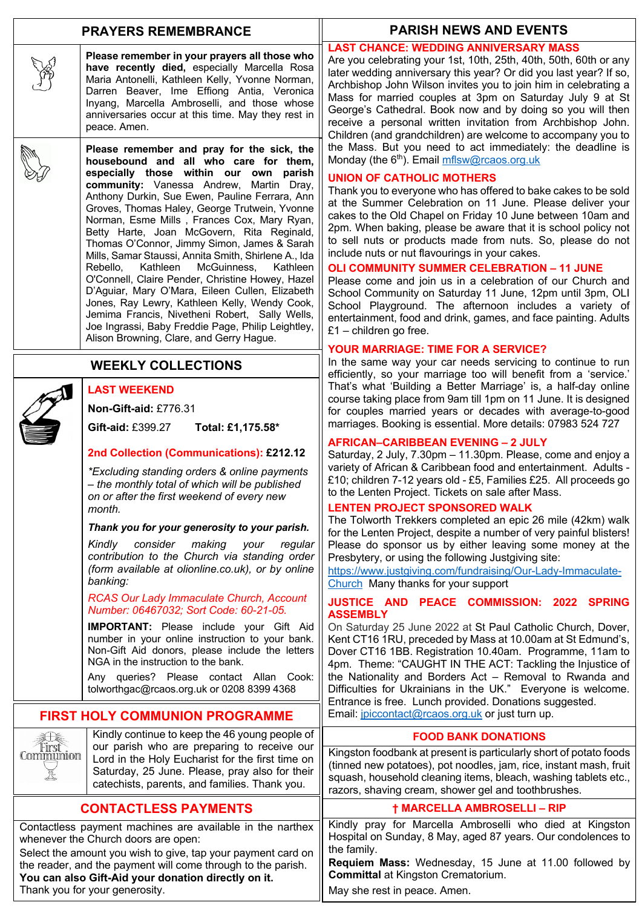## PRAYERS REMEMBRANCE

**Please remember in your prayers all those who have recently died,** especially Marcella Rosa Maria Antonelli, Kathleen Kelly, Yvonne Norman, Darren Beaver, Ime Effiong Antia, Veronica Inyang, Marcella Ambroselli, and those whose anniversaries occur at this time. May they rest in peace. Amen.

**Please remember and pray for the sick, the housebound and all who care for them, especially those within our own parish community:** Vanessa Andrew, Martin Dray, Anthony Durkin, Sue Ewen, Pauline Ferrara, Ann Groves, Thomas Haley, George Trutwein, Yvonne Norman, Esme Mills , Frances Cox, Mary Ryan, Betty Harte, Joan McGovern, Rita Reginald, Thomas O'Connor, Jimmy Simon, James & Sarah Mills, Samar Staussi, Annita Smith, Shirlene A., Ida Rebello, Kathleen McGuinness, Kathleen O'Connell, Claire Pender, Christine Howey, Hazel D'Aguiar, Mary O'Mara, Eileen Cullen, Elizabeth Jones, Ray Lewry, Kathleen Kelly, Wendy Cook, Jemima Francis, Nivetheni Robert, Sally Wells, Joe Ingrassi, Baby Freddie Page, Philip Leightley, Alison Browning, Clare, and Gerry Hague.

## WEEKLY COLLECTIONS

**LAST WEEKEND**

**Non-Gift-aid:** £776.31

**Gift-aid:** £399.27 **Total: £1,175.58***

**2nd Collection (Communications): £212.12**

*\*Excluding standing orders & online payments – the monthly total of which will be published on or after the first weekend of every new month.*

***Thank you for your generosity to your parish.***

*Kindly consider making your regular contribution to the Church via standing order (form available at olionline.co.uk), or by online banking:*

*RCAS Our Lady Immaculate Church, Account Number: 06467032; Sort Code: 60-21-05.*

**IMPORTANT:** Please include your Gift Aid number in your online instruction to your bank. Non-Gift Aid donors, please include the letters NGA in the instruction to the bank.

Any queries? Please contact Allan Cook: tolworthgac@rcaos.org.uk or 0208 8399 4368

## FIRST HOLY COMMUNION PROGRAMME

Kindly continue to keep the 46 young people of our parish who are preparing to receive our Lord in the Holy Eucharist for the first time on Saturday, 25 June. Please, pray also for their catechists, parents, and families. Thank you.

## CONTACTLESS PAYMENTS

Contactless payment machines are available in the narthex whenever the Church doors are open:

Select the amount you wish to give, tap your payment card on the reader, and the payment will come through to the parish. **You can also Gift-Aid your donation directly on it.**

Thank you for your generosity.

## PARISH NEWS AND EVENTS

### LAST CHANCE: WEDDING ANNIVERSARY MASS

Are you celebrating your 1st, 10th, 25th, 40th, 50th, 60th or any later wedding anniversary this year? Or did you last year? If so, Archbishop John Wilson invites you to join him in celebrating a Mass for married couples at 3pm on Saturday July 9 at St George's Cathedral. Book now and by doing so you will then receive a personal written invitation from Archbishop John. Children (and grandchildren) are welcome to accompany you to the Mass. But you need to act immediately: the deadline is Monday (the 6th). Email mflsw@rcaos.org.uk

### UNION OF CATHOLIC MOTHERS

Thank you to everyone who has offered to bake cakes to be sold at the Summer Celebration on 11 June. Please deliver your cakes to the Old Chapel on Friday 10 June between 10am and 2pm. When baking, please be aware that it is school policy not to sell nuts or products made from nuts. So, please do not include nuts or nut flavourings in your cakes.

### OLI COMMUNITY SUMMER CELEBRATION – 11 JUNE

Please come and join us in a celebration of our Church and School Community on Saturday 11 June, 12pm until 3pm, OLI School Playground. The afternoon includes a variety of entertainment, food and drink, games, and face painting. Adults £1 – children go free.

### YOUR MARRIAGE: TIME FOR A SERVICE?

In the same way your car needs servicing to continue to run efficiently, so your marriage too will benefit from a 'service.' That's what 'Building a Better Marriage' is, a half-day online course taking place from 9am till 1pm on 11 June. It is designed for couples married years or decades with average-to-good marriages. Booking is essential. More details: 07983 524 727

### AFRICAN–CARIBBEAN EVENING – 2 JULY

Saturday, 2 July, 7.30pm – 11.30pm. Please, come and enjoy a variety of African & Caribbean food and entertainment. Adults - £10; children 7-12 years old - £5, Families £25. All proceeds go to the Lenten Project. Tickets on sale after Mass.

### LENTEN PROJECT SPONSORED WALK

The Tolworth Trekkers completed an epic 26 mile (42km) walk for the Lenten Project, despite a number of very painful blisters! Please do sponsor us by either leaving some money at the Presbytery, or using the following Justgiving site: https://www.justgiving.com/fundraising/Our-Lady-Immaculate-Church Many thanks for your support

### JUSTICE AND PEACE COMMISSION: 2022 SPRING ASSEMBLY

On Saturday 25 June 2022 at St Paul Catholic Church, Dover, Kent CT16 1RU, preceded by Mass at 10.00am at St Edmund's, Dover CT16 1BB. Registration 10.40am. Programme, 11am to 4pm. Theme: "CAUGHT IN THE ACT: Tackling the Injustice of the Nationality and Borders Act – Removal to Rwanda and Difficulties for Ukrainians in the UK." Everyone is welcome. Entrance is free. Lunch provided. Donations suggested. Email: jpiccontact@rcaos.org.uk or just turn up.

## FOOD BANK DONATIONS

Kingston foodbank at present is particularly short of potato foods (tinned new potatoes), pot noodles, jam, rice, instant mash, fruit squash, household cleaning items, bleach, washing tablets etc., razors, shaving cream, shower gel and toothbrushes.

## † MARCELLA AMBROSELLI – RIP

Kindly pray for Marcella Ambroselli who died at Kingston Hospital on Sunday, 8 May, aged 87 years. Our condolences to the family.

**Requiem Mass:** Wednesday, 15 June at 11.00 followed by **Committal** at Kingston Crematorium.

May she rest in peace. Amen.